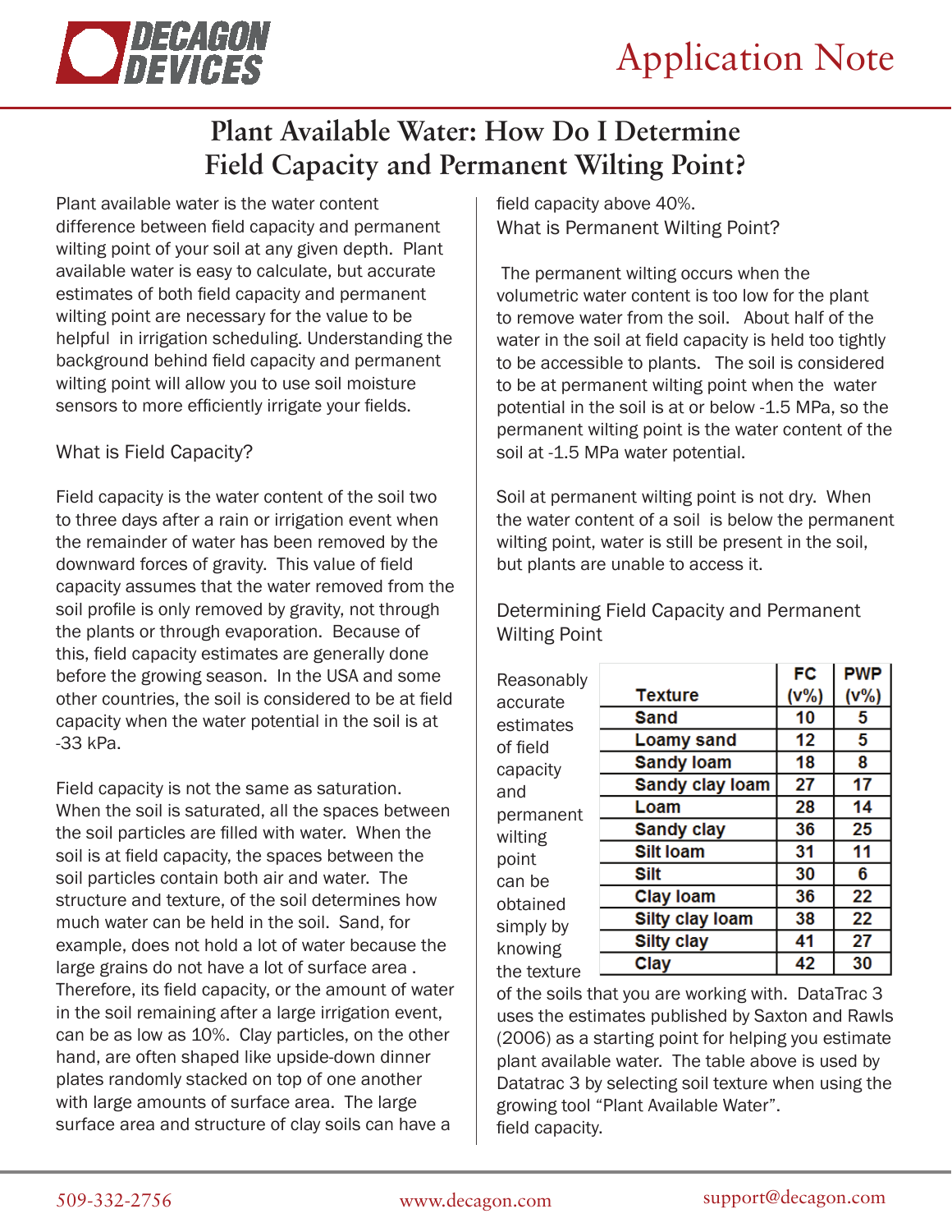// Application Note

# Plant Available Water: How Do I Determine Field Capacity and Permanent Wilting Point?

Plant available water is the water content difference between field capacity and permanent wilting point of your soil at any given depth. Plant available water is easy to calculate, but accurate estimates of both field capacity and permanent wilting point are necessary for the value to be helpful in irrigation scheduling. Understanding the background behind field capacity and permanent wilting point will allow you to use soil moisture sensors to more efficiently irrigate your fields.

## What is Field Capacity?

Field capacity is the water content of the soil two to three days after a rain or irrigation event when the remainder of water has been removed by the downward forces of gravity. This value of field capacity assumes that the water removed from the soil profile is only removed by gravity, not through the plants or through evaporation. Because of this, field capacity estimates are generally done before the growing season. In the USA and some other countries, the soil is considered to be at field capacity when the water potential in the soil is at -33 kPa.

Field capacity is not the same as saturation. When the soil is saturated, all the spaces between the soil particles are filled with water. When the soil is at field capacity, the spaces between the soil particles contain both air and water. The structure and texture, of the soil determines how much water can be held in the soil. Sand, for example, does not hold a lot of water because the large grains do not have a lot of surface area . Therefore, its field capacity, or the amount of water in the soil remaining after a large irrigation event, can be as low as 10%. Clay particles, on the other hand, are often shaped like upside-down dinner plates randomly stacked on top of one another with large amounts of surface area. The large surface area and structure of clay soils can have a field capacity above 40%.

## What is Permanent Wilting Point?

The permanent wilting occurs when the volumetric water content is too low for the plant to remove water from the soil. About half of the water in the soil at field capacity is held too tightly to be accessible to plants. The soil is considered to be at permanent wilting point when the water potential in the soil is at or below -1.5 MPa, so the permanent wilting point is the water content of the soil at -1.5 MPa water potential.

Soil at permanent wilting point is not dry. When the water content of a soil is below the permanent wilting point, water is still be present in the soil, but plants are unable to access it.

## Determining Field Capacity and Permanent Wilting Point

| Texture | FC (v%) | PWP (v%) |
|---|---|---|
| Sand | 10 | 5 |
| Loamy sand | 12 | 5 |
| Sandy loam | 18 | 8 |
| Sandy clay loam | 27 | 17 |
| Loam | 28 | 14 |
| Sandy clay | 36 | 25 |
| Silt loam | 31 | 11 |
| Silt | 30 | 6 |
| Clay loam | 36 | 22 |
| Silty clay loam | 38 | 22 |
| Silty clay | 41 | 27 |
| Clay | 42 | 30 |

Reasonably accurate estimates of field capacity and permanent wilting point can be obtained simply by knowing the texture of the soils that you are working with. DataTrac 3 uses the estimates published by Saxton and Rawls (2006) as a starting point for helping you estimate plant available water. The table above is used by Datatrac 3 by selecting soil texture when using the growing tool "Plant Available Water". field capacity.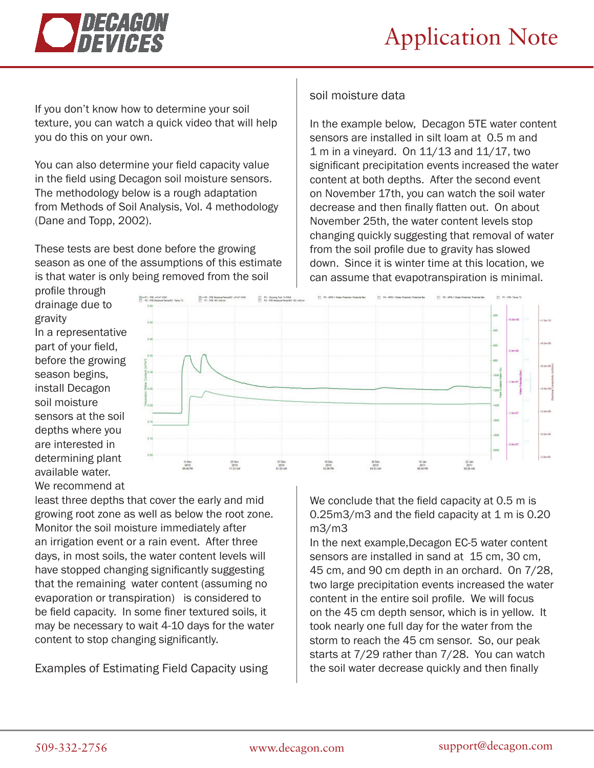If you don't know how to determine your soil texture, you can watch a quick video that will help you do this on your own.

You can also determine your field capacity value in the field using Decagon soil moisture sensors. The methodology below is a rough adaptation from Methods of Soil Analysis, Vol. 4 methodology (Dane and Topp, 2002).

These tests are best done before the growing season as one of the assumptions of this estimate is that water is only being removed from the soil profile through drainage due to gravity

In a representative part of your field, before the growing season begins, install Decagon soil moisture sensors at the soil depths where you are interested in determining plant available water. We recommend at least three depths that cover the early and mid growing root zone as well as below the root zone. Monitor the soil moisture immediately after an irrigation event or a rain event. After three days, in most soils, the water content levels will have stopped changing significantly suggesting that the remaining water content (assuming no evaporation or transpiration) is considered to be field capacity. In some finer textured soils, it may be necessary to wait 4-10 days for the water content to stop changing significantly.

Examples of Estimating Field Capacity using soil moisture data

In the example below, Decagon 5TE water content sensors are installed in silt loam at 0.5 m and 1 m in a vineyard. On 11/13 and 11/17, two significant precipitation events increased the water content at both depths. After the second event on November 17th, you can watch the soil water decrease and then finally flatten out. On about November 25th, the water content levels stop changing quickly suggesting that removal of water from the soil profile due to gravity has slowed down. Since it is winter time at this location, we can assume that evapotranspiration is minimal.

We conclude that the field capacity at 0.5 m is 0.25m3/m3 and the field capacity at 1 m is 0.20 m3/m3

In the next example,Decagon EC-5 water content sensors are installed in sand at 15 cm, 30 cm, 45 cm, and 90 cm depth in an orchard. On 7/28, two large precipitation events increased the water content in the entire soil profile. We will focus on the 45 cm depth sensor, which is in yellow. It took nearly one full day for the water from the storm to reach the 45 cm sensor. So, our peak starts at 7/29 rather than 7/28. You can watch the soil water decrease quickly and then finally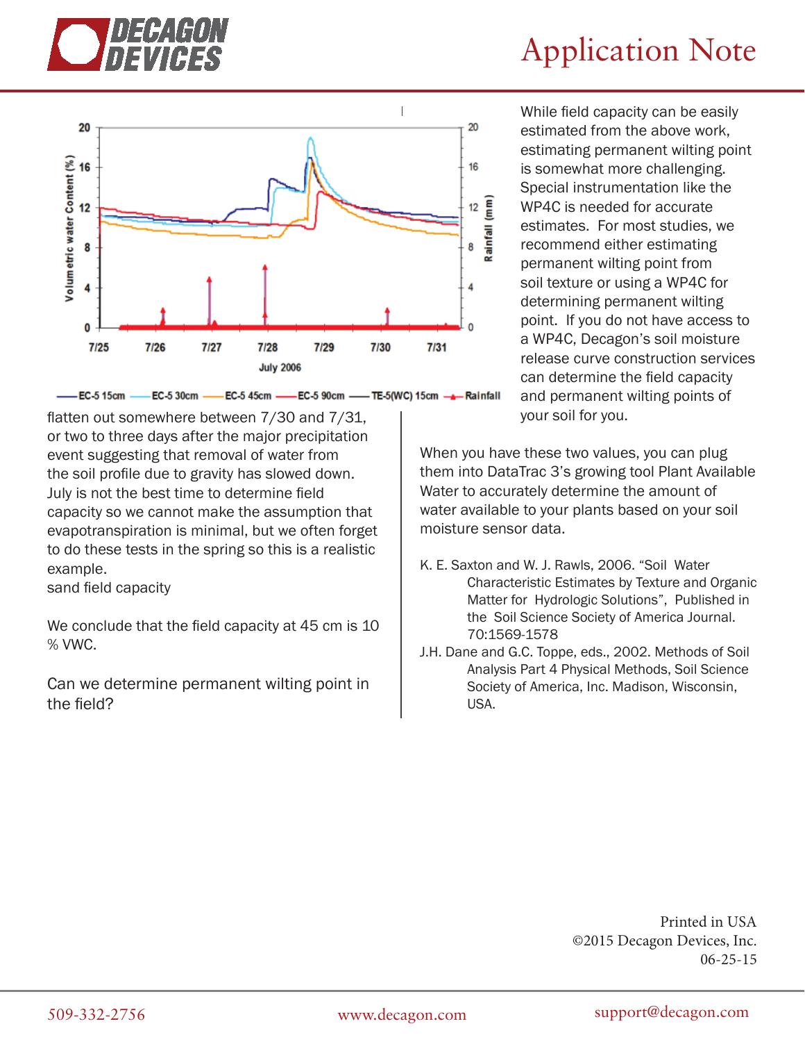20
16
12
8
4
0

Volumetric water Content (%)

20
16
12
8
4
0

Rainfall (mm)

7/25 7/26 7/27 7/28 7/29 7/30 7/31

July 2006

EC-5 15cm
EC-5 30cm
EC-5 45cm
EC-5 90cm
TE-5(WC) 15cm
Rainfall

flatten out somewhere between 7/30 and 7/31, or two to three days after the major precipitation event suggesting that removal of water from the soil profile due to gravity has slowed down. July is not the best time to determine field capacity so we cannot make the assumption that evapotranspiration is minimal, but we often forget to do these tests in the spring so this is a realistic example.
sand field capacity

We conclude that the field capacity at 45 cm is 10 % VWC.

Can we determine permanent wilting point in the field?

While field capacity can be easily estimated from the above work, estimating permanent wilting point is somewhat more challenging. Special instrumentation like the WP4C is needed for accurate estimates. For most studies, we recommend either estimating permanent wilting point from soil texture or using a WP4C for determining permanent wilting point. If you do not have access to a WP4C, Decagon's soil moisture release curve construction services can determine the field capacity and permanent wilting points of your soil for you.

When you have these two values, you can plug them into DataTrac 3's growing tool Plant Available Water to accurately determine the amount of water available to your plants based on your soil moisture sensor data.

K. E. Saxton and W. J. Rawls, 2006. "Soil Water Characteristic Estimates by Texture and Organic Matter for Hydrologic Solutions", Published in the Soil Science Society of America Journal. 70:1569-1578

J.H. Dane and G.C. Toppe, eds., 2002. Methods of Soil Analysis Part 4 Physical Methods, Soil Science Society of America, Inc. Madison, Wisconsin, USA.

Printed in USA
©2015 Decagon Devices, Inc.
06-25-15